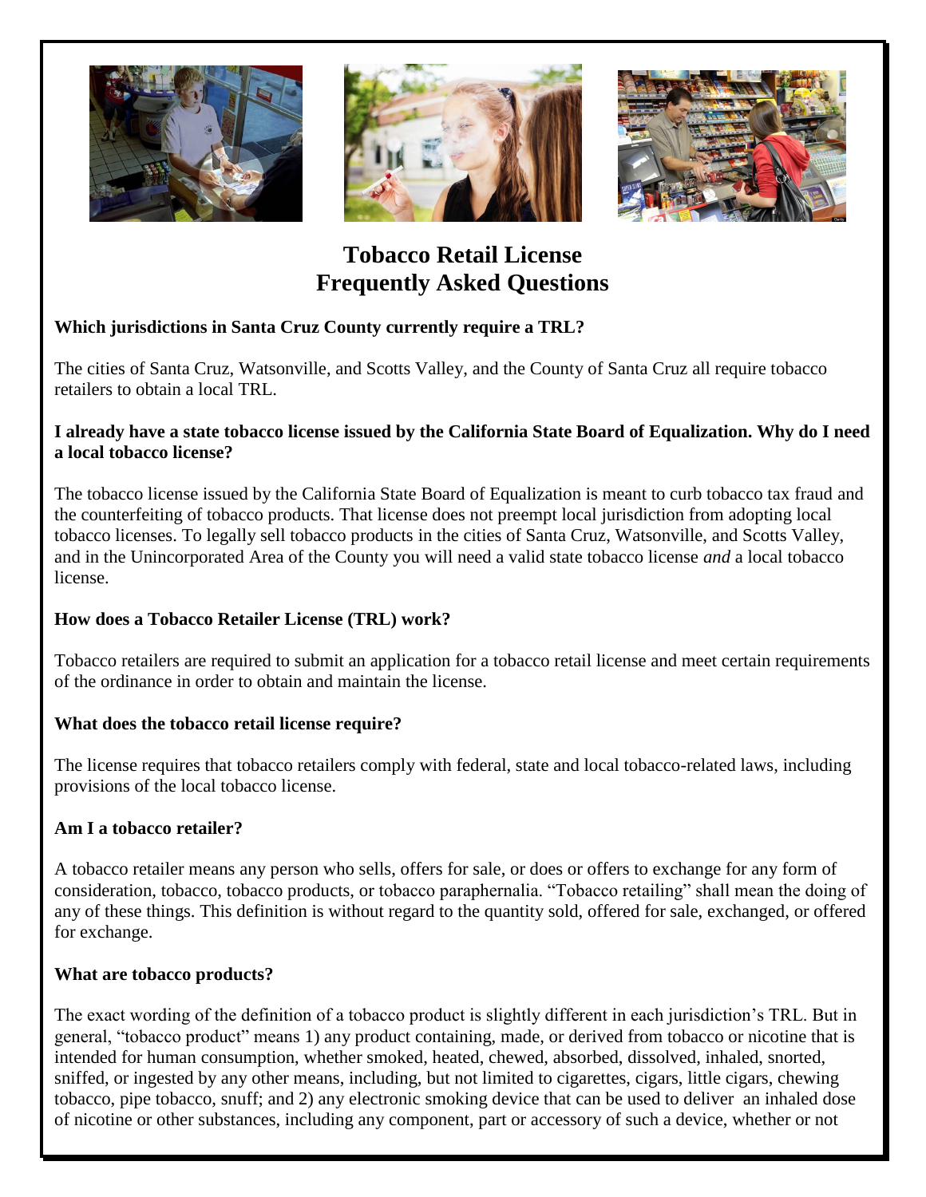# Tobacco Retail License Frequently Asked Questions

**Which jurisdictions in Santa Cruz County currently require a TRL?**

The cities of Santa Cruz, Watsonville, and Scotts Valley, and the County of Santa Cruz all require tobacco retailers to obtain a local TRL.

**I already have a state tobacco license issued by the California State Board of Equalization. Why do I need a local tobacco license?**

The tobacco license issued by the California State Board of Equalization is meant to curb tobacco tax fraud and the counterfeiting of tobacco products. That license does not preempt local jurisdiction from adopting local tobacco licenses. To legally sell tobacco products in the cities of Santa Cruz, Watsonville, and Scotts Valley, and in the Unincorporated Area of the County you will need a valid state tobacco license *and* a local tobacco license.

**How does a Tobacco Retailer License (TRL) work?**

Tobacco retailers are required to submit an application for a tobacco retail license and meet certain requirements of the ordinance in order to obtain and maintain the license.

**What does the tobacco retail license require?**

The license requires that tobacco retailers comply with federal, state and local tobacco-related laws, including provisions of the local tobacco license.

**Am I a tobacco retailer?**

A tobacco retailer means any person who sells, offers for sale, or does or offers to exchange for any form of consideration, tobacco, tobacco products, or tobacco paraphernalia. "Tobacco retailing" shall mean the doing of any of these things. This definition is without regard to the quantity sold, offered for sale, exchanged, or offered for exchange.

**What are tobacco products?**

The exact wording of the definition of a tobacco product is slightly different in each jurisdiction's TRL. But in general, "tobacco product" means 1) any product containing, made, or derived from tobacco or nicotine that is intended for human consumption, whether smoked, heated, chewed, absorbed, dissolved, inhaled, snorted, sniffed, or ingested by any other means, including, but not limited to cigarettes, cigars, little cigars, chewing tobacco, pipe tobacco, snuff; and 2) any electronic smoking device that can be used to deliver an inhaled dose of nicotine or other substances, including any component, part or accessory of such a device, whether or not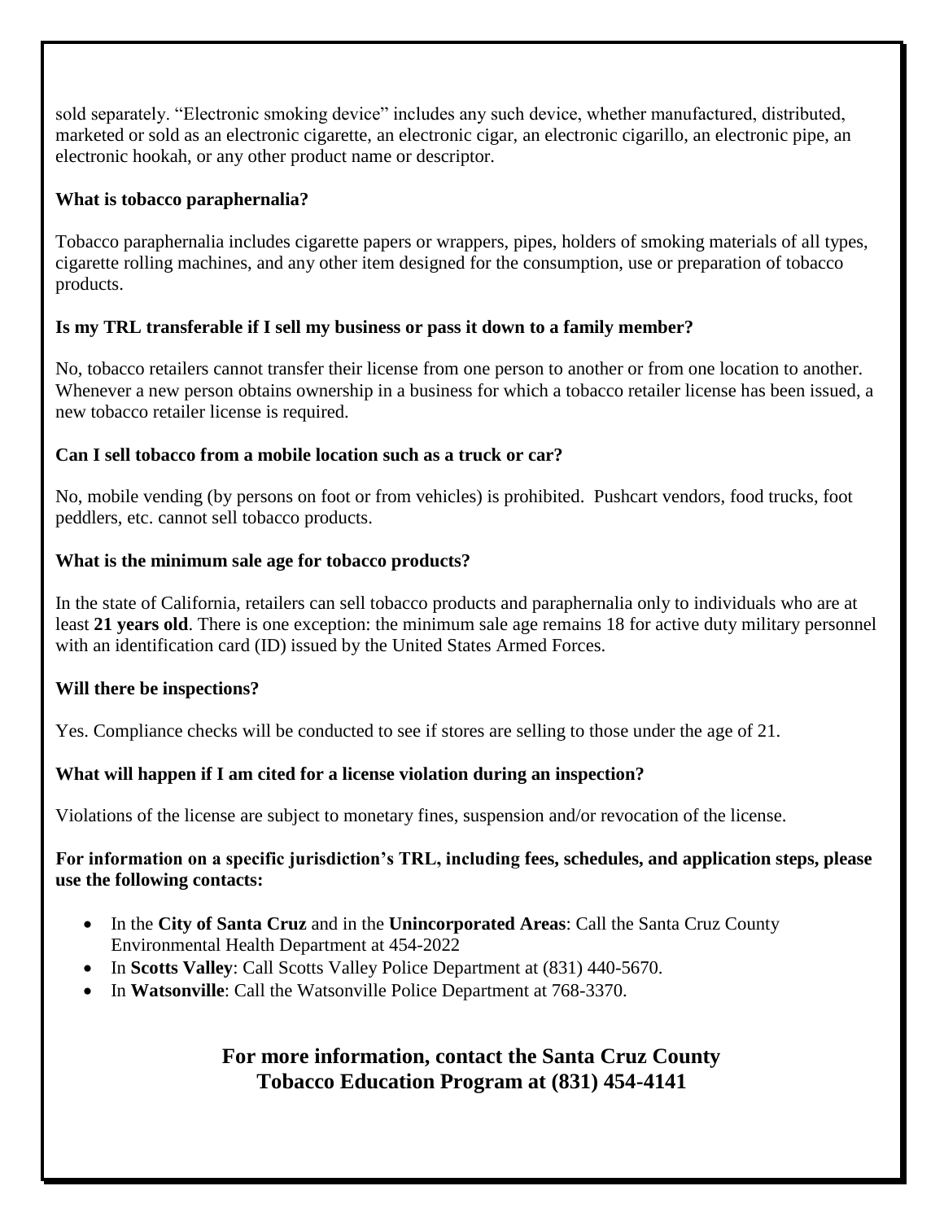sold separately. "Electronic smoking device" includes any such device, whether manufactured, distributed, marketed or sold as an electronic cigarette, an electronic cigar, an electronic cigarillo, an electronic pipe, an electronic hookah, or any other product name or descriptor.

**What is tobacco paraphernalia?**

Tobacco paraphernalia includes cigarette papers or wrappers, pipes, holders of smoking materials of all types, cigarette rolling machines, and any other item designed for the consumption, use or preparation of tobacco products.

**Is my TRL transferable if I sell my business or pass it down to a family member?**

No, tobacco retailers cannot transfer their license from one person to another or from one location to another. Whenever a new person obtains ownership in a business for which a tobacco retailer license has been issued, a new tobacco retailer license is required.

**Can I sell tobacco from a mobile location such as a truck or car?**

No, mobile vending (by persons on foot or from vehicles) is prohibited. Pushcart vendors, food trucks, foot peddlers, etc. cannot sell tobacco products.

**What is the minimum sale age for tobacco products?**

In the state of California, retailers can sell tobacco products and paraphernalia only to individuals who are at least **21 years old**. There is one exception: the minimum sale age remains 18 for active duty military personnel with an identification card (ID) issued by the United States Armed Forces.

**Will there be inspections?**

Yes. Compliance checks will be conducted to see if stores are selling to those under the age of 21.

**What will happen if I am cited for a license violation during an inspection?**

Violations of the license are subject to monetary fines, suspension and/or revocation of the license.

**For information on a specific jurisdiction's TRL, including fees, schedules, and application steps, please use the following contacts:**

- In the **City of Santa Cruz** and in the **Unincorporated Areas**: Call the Santa Cruz County Environmental Health Department at 454-2022
- In **Scotts Valley**: Call Scotts Valley Police Department at (831) 440-5670.
- In **Watsonville**: Call the Watsonville Police Department at 768-3370.

**For more information, contact the Santa Cruz County Tobacco Education Program at (831) 454-4141**